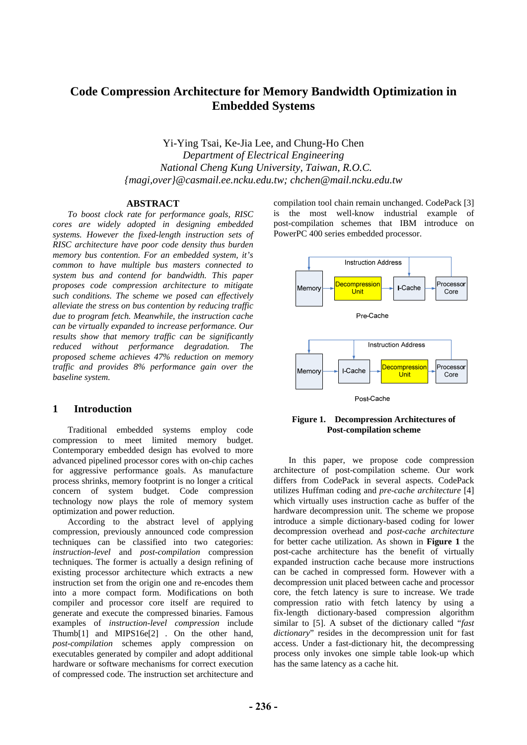# Code Compression Architecture for Memory Bandwidth Optimization in Embedded Systems

Yi-Ying Tsai, Ke-Jia Lee, and Chung-Ho Chen
*Department of Electrical Engineering*
*National Cheng Kung University, Taiwan, R.O.C.*
*{magi,over}@casmail.ee.ncku.edu.tw; chchen@mail.ncku.edu.tw*

## ABSTRACT

*To boost clock rate for performance goals, RISC cores are widely adopted in designing embedded systems. However the fixed-length instruction sets of RISC architecture have poor code density thus burden memory bus contention. For an embedded system, it's common to have multiple bus masters connected to system bus and contend for bandwidth. This paper proposes code compression architecture to mitigate such conditions. The scheme we posed can effectively alleviate the stress on bus contention by reducing traffic due to program fetch. Meanwhile, the instruction cache can be virtually expanded to increase performance. Our results show that memory traffic can be significantly reduced without performance degradation. The proposed scheme achieves 47% reduction on memory traffic and provides 8% performance gain over the baseline system.*

## 1 Introduction

Traditional embedded systems employ code compression to meet limited memory budget. Contemporary embedded design has evolved to more advanced pipelined processor cores with on-chip caches for aggressive performance goals. As manufacture process shrinks, memory footprint is no longer a critical concern of system budget. Code compression technology now plays the role of memory system optimization and power reduction.

According to the abstract level of applying compression, previously announced code compression techniques can be classified into two categories: *instruction-level* and *post-compilation* compression techniques. The former is actually a design refining of existing processor architecture which extracts a new instruction set from the origin one and re-encodes them into a more compact form. Modifications on both compiler and processor core itself are required to generate and execute the compressed binaries. Famous examples of *instruction-level compression* include Thumb[1] and MIPS16e[2] . On the other hand, *post-compilation* schemes apply compression on executables generated by compiler and adopt additional hardware or software mechanisms for correct execution of compressed code. The instruction set architecture and compilation tool chain remain unchanged. CodePack [3] is the most well-know industrial example of post-compilation schemes that IBM introduce on PowerPC 400 series embedded processor.

**Figure 1. Decompression Architectures of Post-compilation scheme**

In this paper, we propose code compression architecture of post-compilation scheme. Our work differs from CodePack in several aspects. CodePack utilizes Huffman coding and *pre-cache architecture* [4] which virtually uses instruction cache as buffer of the hardware decompression unit. The scheme we propose introduce a simple dictionary-based coding for lower decompression overhead and *post-cache architecture* for better cache utilization. As shown in **Figure 1** the post-cache architecture has the benefit of virtually expanded instruction cache because more instructions can be cached in compressed form. However with a decompression unit placed between cache and processor core, the fetch latency is sure to increase. We trade compression ratio with fetch latency by using a fix-length dictionary-based compression algorithm similar to [5]. A subset of the dictionary called "*fast dictionary*" resides in the decompression unit for fast access. Under a fast-dictionary hit, the decompressing process only invokes one simple table look-up which has the same latency as a cache hit.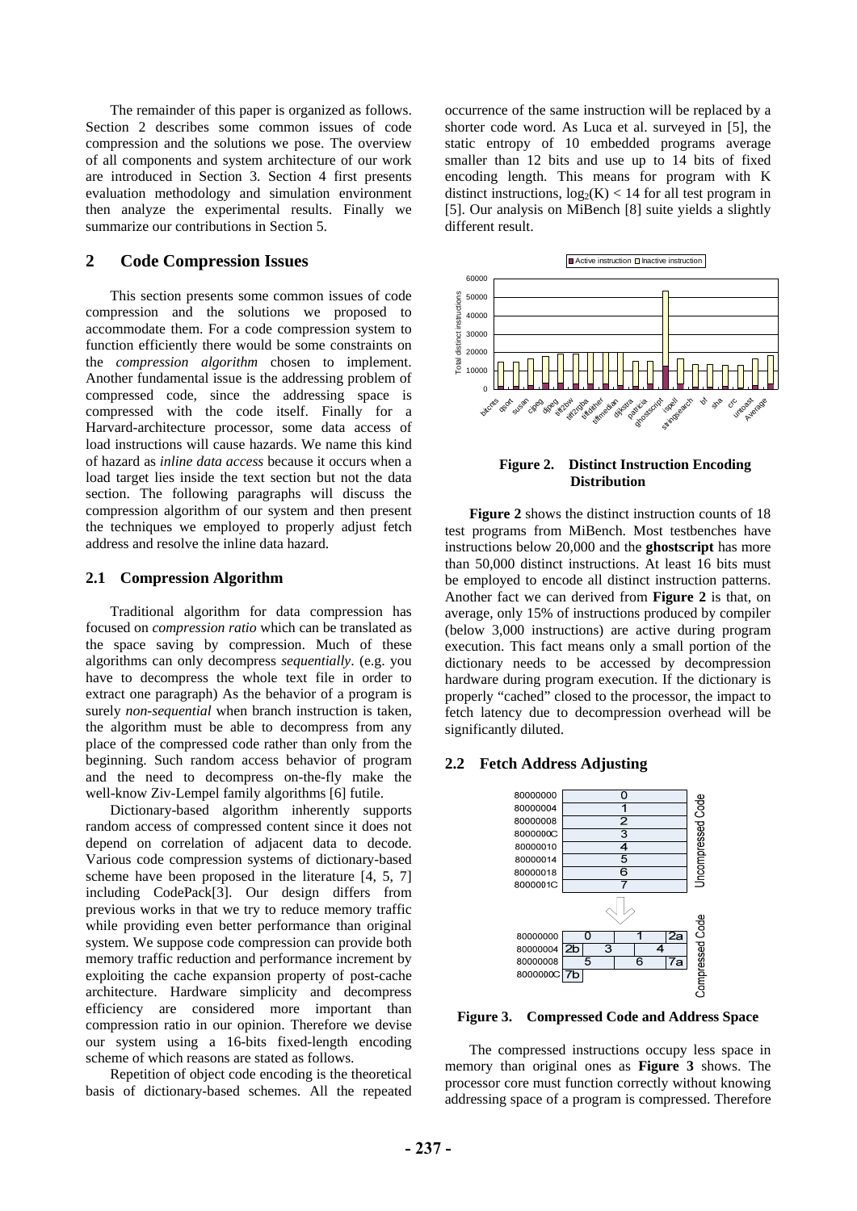The remainder of this paper is organized as follows. Section 2 describes some common issues of code compression and the solutions we pose. The overview of all components and system architecture of our work are introduced in Section 3. Section 4 first presents evaluation methodology and simulation environment then analyze the experimental results. Finally we summarize our contributions in Section 5.

## 2 Code Compression Issues

This section presents some common issues of code compression and the solutions we proposed to accommodate them. For a code compression system to function efficiently there would be some constraints on the *compression algorithm* chosen to implement. Another fundamental issue is the addressing problem of compressed code, since the addressing space is compressed with the code itself. Finally for a Harvard-architecture processor, some data access of load instructions will cause hazards. We name this kind of hazard as *inline data access* because it occurs when a load target lies inside the text section but not the data section. The following paragraphs will discuss the compression algorithm of our system and then present the techniques we employed to properly adjust fetch address and resolve the inline data hazard.

### 2.1 Compression Algorithm

Traditional algorithm for data compression has focused on *compression ratio* which can be translated as the space saving by compression. Much of these algorithms can only decompress *sequentially*. (e.g. you have to decompress the whole text file in order to extract one paragraph) As the behavior of a program is surely *non-sequential* when branch instruction is taken, the algorithm must be able to decompress from any place of the compressed code rather than only from the beginning. Such random access behavior of program and the need to decompress on-the-fly make the well-know Ziv-Lempel family algorithms [6] futile.

Dictionary-based algorithm inherently supports random access of compressed content since it does not depend on correlation of adjacent data to decode. Various code compression systems of dictionary-based scheme have been proposed in the literature [4, 5, 7] including CodePack[3]. Our design differs from previous works in that we try to reduce memory traffic while providing even better performance than original system. We suppose code compression can provide both memory traffic reduction and performance increment by exploiting the cache expansion property of post-cache architecture. Hardware simplicity and decompress efficiency are considered more important than compression ratio in our opinion. Therefore we devise our system using a 16-bits fixed-length encoding scheme of which reasons are stated as follows.

Repetition of object code encoding is the theoretical basis of dictionary-based schemes. All the repeated occurrence of the same instruction will be replaced by a shorter code word. As Luca et al. surveyed in [5], the static entropy of 10 embedded programs average smaller than 12 bits and use up to 14 bits of fixed encoding length. This means for program with K distinct instructions, $\log_2(K) < 14$ for all test program in [5]. Our analysis on MiBench [8] suite yields a slightly different result.

**Figure 2. Distinct Instruction Encoding Distribution**

**Figure 2** shows the distinct instruction counts of 18 test programs from MiBench. Most testbenches have instructions below 20,000 and the **ghostscript** has more than 50,000 distinct instructions. At least 16 bits must be employed to encode all distinct instruction patterns. Another fact we can derived from **Figure 2** is that, on average, only 15% of instructions produced by compiler (below 3,000 instructions) are active during program execution. This fact means only a small portion of the dictionary needs to be accessed by decompression hardware during program execution. If the dictionary is properly "cached" closed to the processor, the impact to fetch latency due to decompression overhead will be significantly diluted.

### 2.2 Fetch Address Adjusting

**Figure 3. Compressed Code and Address Space**

The compressed instructions occupy less space in memory than original ones as **Figure 3** shows. The processor core must function correctly without knowing addressing space of a program is compressed. Therefore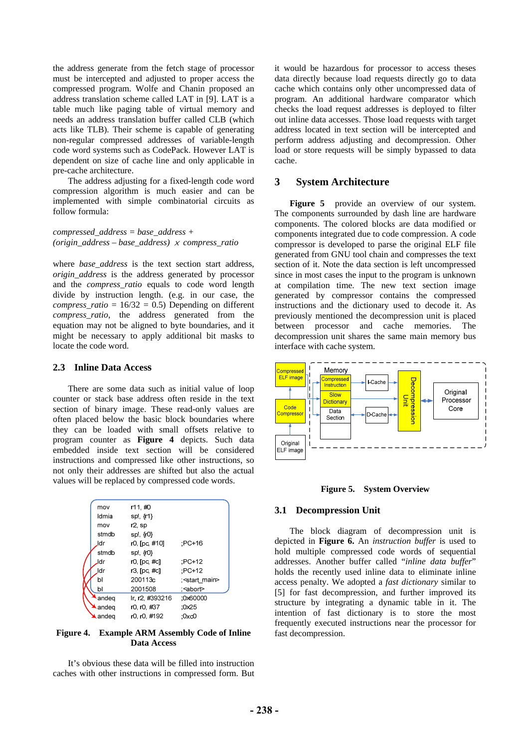the address generate from the fetch stage of processor must be intercepted and adjusted to proper access the compressed program. Wolfe and Chanin proposed an address translation scheme called LAT in [9]. LAT is a table much like paging table of virtual memory and needs an address translation buffer called CLB (which acts like TLB). Their scheme is capable of generating non-regular compressed addresses of variable-length code word systems such as CodePack. However LAT is dependent on size of cache line and only applicable in pre-cache architecture.

The address adjusting for a fixed-length code word compression algorithm is much easier and can be implemented with simple combinatorial circuits as follow formula:

*compressed_address = base_address + (origin_address – base_address)* $\times$ *compress_ratio*

where *base_address* is the text section start address, *origin_address* is the address generated by processor and the *compress_ratio* equals to code word length divide by instruction length. (e.g. in our case, the *compress_ratio* = 16/32 = 0.5) Depending on different *compress_ratio*, the address generated from the equation may not be aligned to byte boundaries, and it might be necessary to apply additional bit masks to locate the code word.

### 2.3 Inline Data Access

There are some data such as initial value of loop counter or stack base address often reside in the text section of binary image. These read-only values are often placed below the basic block boundaries where they can be loaded with small offsets relative to program counter as **Figure 4** depicts. Such data embedded inside text section will be considered instructions and compressed like other instructions, so not only their addresses are shifted but also the actual values will be replaced by compressed code words.

```
mov     r11, #0
ldmia   sp!, {r1}
mov     r2, sp
stmdb   sp!, {r0}
ldr     r0, [pc, #10]     ;PC+16
stmdb   sp!, {r0}
ldr     r0, [pc, #c]      ;PC+12
ldr     r3, [pc, #c]      ;PC+12
bl      200113c           ;<start_main>
bl      2001508           ;<abort>
andeq   lr, r2, #393216   ;0x60000
andeq   r0, r0, #37       ;0x25
andeq   r0, r0, #192      ;0xc0
```

**Figure 4. Example ARM Assembly Code of Inline Data Access**

It's obvious these data will be filled into instruction caches with other instructions in compressed form. But it would be hazardous for processor to access theses data directly because load requests directly go to data cache which contains only other uncompressed data of program. An additional hardware comparator which checks the load request addresses is deployed to filter out inline data accesses. Those load requests with target address located in text section will be intercepted and perform address adjusting and decompression. Other load or store requests will be simply bypassed to data cache.

## 3 System Architecture

**Figure 5** provide an overview of our system. The components surrounded by dash line are hardware components. The colored blocks are data modified or components integrated due to code compression. A code compressor is developed to parse the original ELF file generated from GNU tool chain and compresses the text section of it. Note the data section is left uncompressed since in most cases the input to the program is unknown at compilation time. The new text section image generated by compressor contains the compressed instructions and the dictionary used to decode it. As previously mentioned the decompression unit is placed between processor and cache memories. The decompression unit shares the same main memory bus interface with cache system.

**Figure 5. System Overview**

### 3.1 Decompression Unit

The block diagram of decompression unit is depicted in **Figure 6.** An *instruction buffer* is used to hold multiple compressed code words of sequential addresses. Another buffer called "*inline data buffer*" holds the recently used inline data to eliminate inline access penalty. We adopted a *fast dictionary* similar to [5] for fast decompression, and further improved its structure by integrating a dynamic table in it. The intention of fast dictionary is to store the most frequently executed instructions near the processor for fast decompression.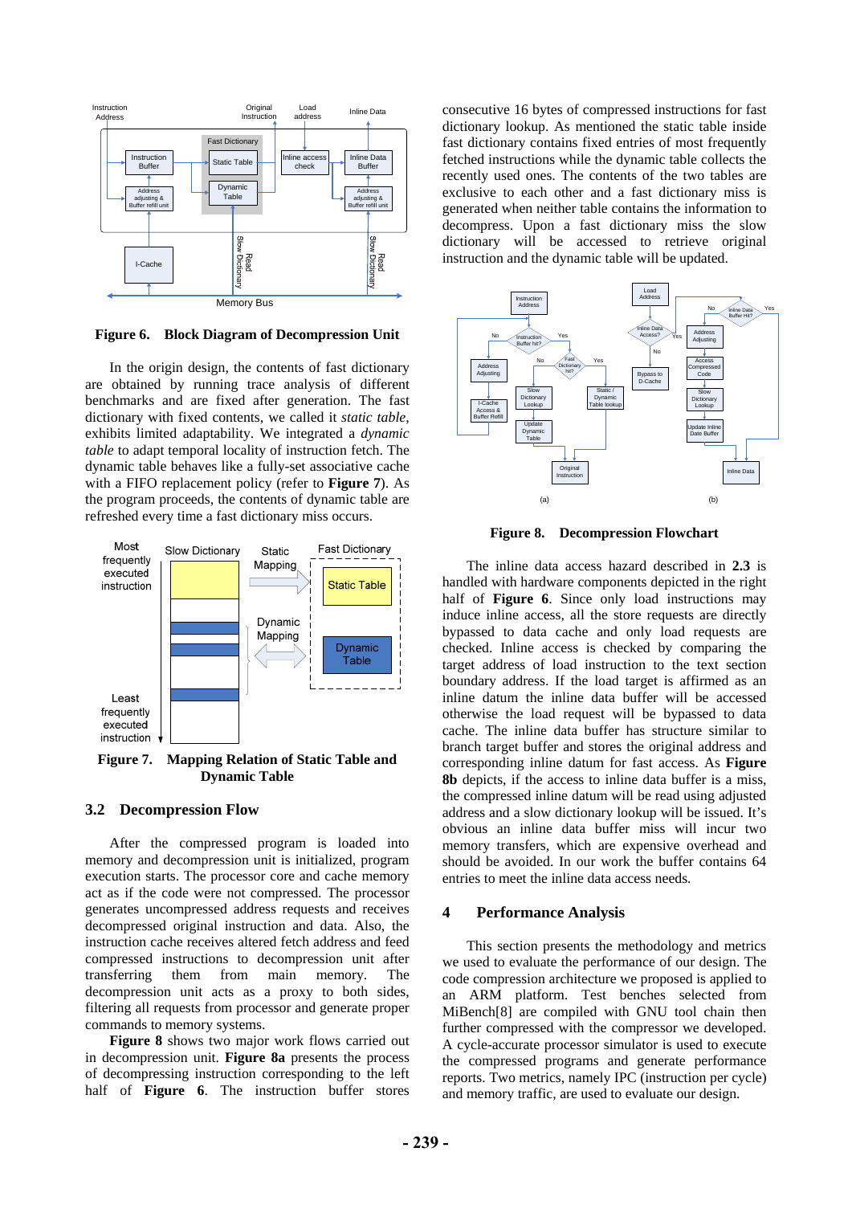Figure 6. Block Diagram of Decompression Unit

In the origin design, the contents of fast dictionary are obtained by running trace analysis of different benchmarks and are fixed after generation. The fast dictionary with fixed contents, we called it *static table*, exhibits limited adaptability. We integrated a *dynamic table* to adapt temporal locality of instruction fetch. The dynamic table behaves like a fully-set associative cache with a FIFO replacement policy (refer to **Figure 7**). As the program proceeds, the contents of dynamic table are refreshed every time a fast dictionary miss occurs.

Figure 7. Mapping Relation of Static Table and Dynamic Table

## 3.2 Decompression Flow

After the compressed program is loaded into memory and decompression unit is initialized, program execution starts. The processor core and cache memory act as if the code were not compressed. The processor generates uncompressed address requests and receives decompressed original instruction and data. Also, the instruction cache receives altered fetch address and feed compressed instructions to decompression unit after transferring them from main memory. The decompression unit acts as a proxy to both sides, filtering all requests from processor and generate proper commands to memory systems.

**Figure 8** shows two major work flows carried out in decompression unit. **Figure 8a** presents the process of decompressing instruction corresponding to the left half of **Figure 6**. The instruction buffer stores consecutive 16 bytes of compressed instructions for fast dictionary lookup. As mentioned the static table inside fast dictionary contains fixed entries of most frequently fetched instructions while the dynamic table collects the recently used ones. The contents of the two tables are exclusive to each other and a fast dictionary miss is generated when neither table contains the information to decompress. Upon a fast dictionary miss the slow dictionary will be accessed to retrieve original instruction and the dynamic table will be updated.

Figure 8. Decompression Flowchart

The inline data access hazard described in **2.3** is handled with hardware components depicted in the right half of **Figure 6**. Since only load instructions may induce inline access, all the store requests are directly bypassed to data cache and only load requests are checked. Inline access is checked by comparing the target address of load instruction to the text section boundary address. If the load target is identified as an inline datum the inline data buffer will be accessed otherwise the load request will be bypassed to data cache. The inline data buffer has structure similar to branch target buffer and stores the original address and corresponding inline datum for fast access. As **Figure 8b** depicts, if the access to inline data buffer is a miss, the compressed inline datum will be read using adjusted address and a slow dictionary lookup will be issued. It's obvious an inline data buffer miss will incur two memory transfers, which are expensive overhead and should be avoided. In our work the buffer contains 64 entries to meet the inline data access needs.

## 4 Performance Analysis

This section presents the methodology and metrics we used to evaluate the performance of our design. The code compression architecture we proposed is applied to an ARM platform. Test benches selected from MiBench[8] are compiled with GNU tool chain then further compressed with the compressor we developed. A cycle-accurate processor simulator is used to execute the compressed programs and generate performance reports. Two metrics, namely IPC (instruction per cycle) and memory traffic, are used to evaluate our design.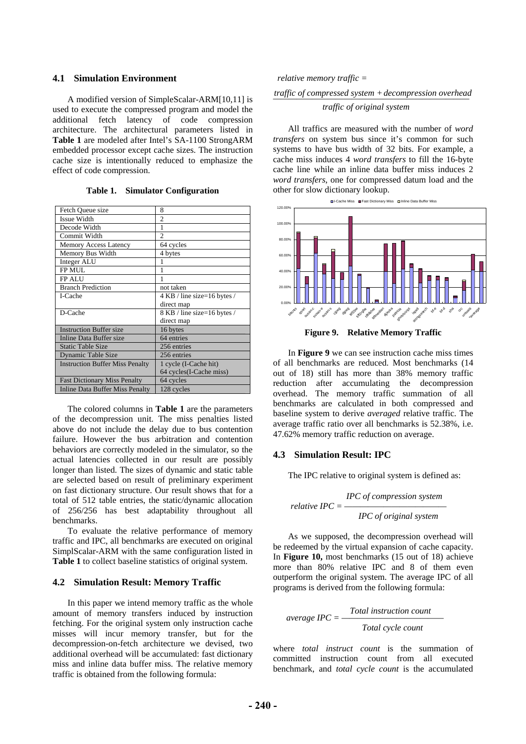### 4.1 Simulation Environment

A modified version of SimpleScalar-ARM[10,11] is used to execute the compressed program and model the additional fetch latency of code compression architecture. The architectural parameters listed in **Table 1** are modeled after Intel's SA-1100 StrongARM embedded processor except cache sizes. The instruction cache size is intentionally reduced to emphasize the effect of code compression.

**Table 1. Simulator Configuration**

| | |
|---|---|
| Fetch Queue size | 8 |
| Issue Width | 2 |
| Decode Width | 1 |
| Commit Width | 2 |
| Memory Access Latency | 64 cycles |
| Memory Bus Width | 4 bytes |
| Integer ALU | 1 |
| FP MUL | 1 |
| FP ALU | 1 |
| Branch Prediction | not taken |
| I-Cache | 4 KB / line size=16 bytes / direct map |
| D-Cache | 8 KB / line size=16 bytes / direct map |
| Instruction Buffer size | 16 bytes |
| Inline Data Buffer size | 64 entries |
| Static Table Size | 256 entries |
| Dynamic Table Size | 256 entries |
| Instruction Buffer Miss Penalty | 1 cycle (I-Cache hit) 64 cycles(I-Cache miss) |
| Fast Dictionary Miss Penalty | 64 cycles |
| Inline Data Buffer Miss Penalty | 128 cycles |

The colored columns in **Table 1** are the parameters of the decompression unit. The miss penalties listed above do not include the delay due to bus contention failure. However the bus arbitration and contention behaviors are correctly modeled in the simulator, so the actual latencies collected in our result are possibly longer than listed. The sizes of dynamic and static table are selected based on result of preliminary experiment on fast dictionary structure. Our result shows that for a total of 512 table entries, the static/dynamic allocation of 256/256 has best adaptability throughout all benchmarks.

To evaluate the relative performance of memory traffic and IPC, all benchmarks are executed on original SimplScalar-ARM with the same configuration listed in **Table 1** to collect baseline statistics of original system.

### 4.2 Simulation Result: Memory Traffic

In this paper we intend memory traffic as the whole amount of memory transfers induced by instruction fetching. For the original system only instruction cache misses will incur memory transfer, but for the decompression-on-fetch architecture we devised, two additional overhead will be accumulated: fast dictionary miss and inline data buffer miss. The relative memory traffic is obtained from the following formula:

$$\textit{relative memory traffic} = \frac{\textit{traffic of compressed system} + \textit{decompression overhead}}{\textit{traffic of original system}}$$

All traffics are measured with the number of *word transfers* on system bus since it's common for such systems to have bus width of 32 bits. For example, a cache miss induces 4 *word transfers* to fill the 16-byte cache line while an inline data buffer miss induces 2 *word transfers*, one for compressed datum load and the other for slow dictionary lookup.

**Figure 9. Relative Memory Traffic**

In **Figure 9** we can see instruction cache miss times of all benchmarks are reduced. Most benchmarks (14 out of 18) still has more than 38% memory traffic reduction after accumulating the decompression overhead. The memory traffic summation of all benchmarks are calculated in both compressed and baseline system to derive *averaged* relative traffic. The average traffic ratio over all benchmarks is 52.38%, i.e. 47.62% memory traffic reduction on average.

### 4.3 Simulation Result: IPC

The IPC relative to original system is defined as:

$$\textit{relative IPC} = \frac{\textit{IPC of compression system}}{\textit{IPC of original system}}$$

As we supposed, the decompression overhead will be redeemed by the virtual expansion of cache capacity. In **Figure 10,** most benchmarks (15 out of 18) achieve more than 80% relative IPC and 8 of them even outperform the original system. The average IPC of all programs is derived from the following formula:

$$\textit{average IPC} = \frac{\textit{Total instruction count}}{\textit{Total cycle count}}$$

where *total instruct count* is the summation of committed instruction count from all executed benchmark, and *total cycle count* is the accumulated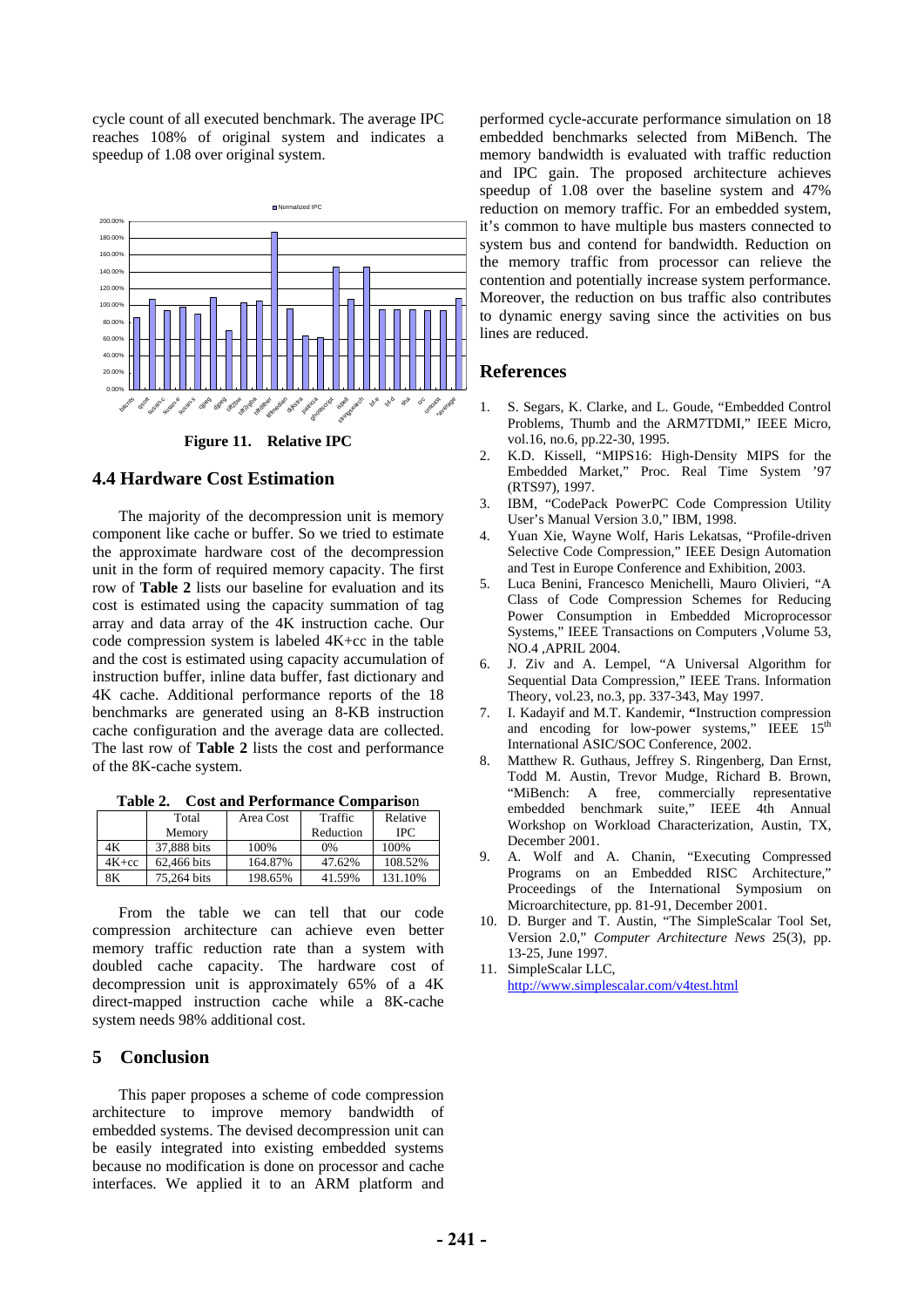cycle count of all executed benchmark. The average IPC reaches 108% of original system and indicates a speedup of 1.08 over original system.

Normalized IPC

200.00%
180.00%
160.00%
140.00%
120.00%
100.00%
80.00%
60.00%
40.00%
20.00%
0.00%

bitcnts qsort susan-c susan-e susan-s cjpeg djpeg tiff2bw tiff2rgba tiffdither tiffmedian dijkstra patricia ghostscript ispell stringsearch bf-e bf-d sha crc untoast average

**Figure 11. Relative IPC**

## 4.4 Hardware Cost Estimation

The majority of the decompression unit is memory component like cache or buffer. So we tried to estimate the approximate hardware cost of the decompression unit in the form of required memory capacity. The first row of **Table 2** lists our baseline for evaluation and its cost is estimated using the capacity summation of tag array and data array of the 4K instruction cache. Our code compression system is labeled 4K+cc in the table and the cost is estimated using capacity accumulation of instruction buffer, inline data buffer, fast dictionary and 4K cache. Additional performance reports of the 18 benchmarks are generated using an 8-KB instruction cache configuration and the average data are collected. The last row of **Table 2** lists the cost and performance of the 8K-cache system.

**Table 2. Cost and Performance Comparison**

| | Total Memory | Area Cost | Traffic Reduction | Relative IPC |
|---|---|---|---|---|
| 4K | 37,888 bits | 100% | 0% | 100% |
| 4K+cc | 62,466 bits | 164.87% | 47.62% | 108.52% |
| 8K | 75,264 bits | 198.65% | 41.59% | 131.10% |

From the table we can tell that our code compression architecture can achieve even better memory traffic reduction rate than a system with doubled cache capacity. The hardware cost of decompression unit is approximately 65% of a 4K direct-mapped instruction cache while a 8K-cache system needs 98% additional cost.

## 5 Conclusion

This paper proposes a scheme of code compression architecture to improve memory bandwidth of embedded systems. The devised decompression unit can be easily integrated into existing embedded systems because no modification is done on processor and cache interfaces. We applied it to an ARM platform and performed cycle-accurate performance simulation on 18 embedded benchmarks selected from MiBench. The memory bandwidth is evaluated with traffic reduction and IPC gain. The proposed architecture achieves speedup of 1.08 over the baseline system and 47% reduction on memory traffic. For an embedded system, it's common to have multiple bus masters connected to system bus and contend for bandwidth. Reduction on the memory traffic from processor can relieve the contention and potentially increase system performance. Moreover, the reduction on bus traffic also contributes to dynamic energy saving since the activities on bus lines are reduced.

## References

1. S. Segars, K. Clarke, and L. Goude, "Embedded Control Problems, Thumb and the ARM7TDMI," IEEE Micro, vol.16, no.6, pp.22-30, 1995.
2. K.D. Kissell, "MIPS16: High-Density MIPS for the Embedded Market," Proc. Real Time System '97 (RTS97), 1997.
3. IBM, "CodePack PowerPC Code Compression Utility User's Manual Version 3.0," IBM, 1998.
4. Yuan Xie, Wayne Wolf, Haris Lekatsas, "Profile-driven Selective Code Compression," IEEE Design Automation and Test in Europe Conference and Exhibition, 2003.
5. Luca Benini, Francesco Menichelli, Mauro Olivieri, "A Class of Code Compression Schemes for Reducing Power Consumption in Embedded Microprocessor Systems," IEEE Transactions on Computers ,Volume 53, NO.4 ,APRIL 2004.
6. J. Ziv and A. Lempel, "A Universal Algorithm for Sequential Data Compression," IEEE Trans. Information Theory, vol.23, no.3, pp. 337-343, May 1997.
7. I. Kadayif and M.T. Kandemir, **"**Instruction compression and encoding for low-power systems," IEEE 15th International ASIC/SOC Conference, 2002.
8. Matthew R. Guthaus, Jeffrey S. Ringenberg, Dan Ernst, Todd M. Austin, Trevor Mudge, Richard B. Brown, "MiBench: A free, commercially representative embedded benchmark suite," IEEE 4th Annual Workshop on Workload Characterization, Austin, TX, December 2001.
9. A. Wolf and A. Chanin, "Executing Compressed Programs on an Embedded RISC Architecture," Proceedings of the International Symposium on Microarchitecture, pp. 81-91, December 2001.
10. D. Burger and T. Austin, "The SimpleScalar Tool Set, Version 2.0," *Computer Architecture News* 25(3), pp. 13-25, June 1997.
11. SimpleScalar LLC, http://www.simplescalar.com/v4test.html